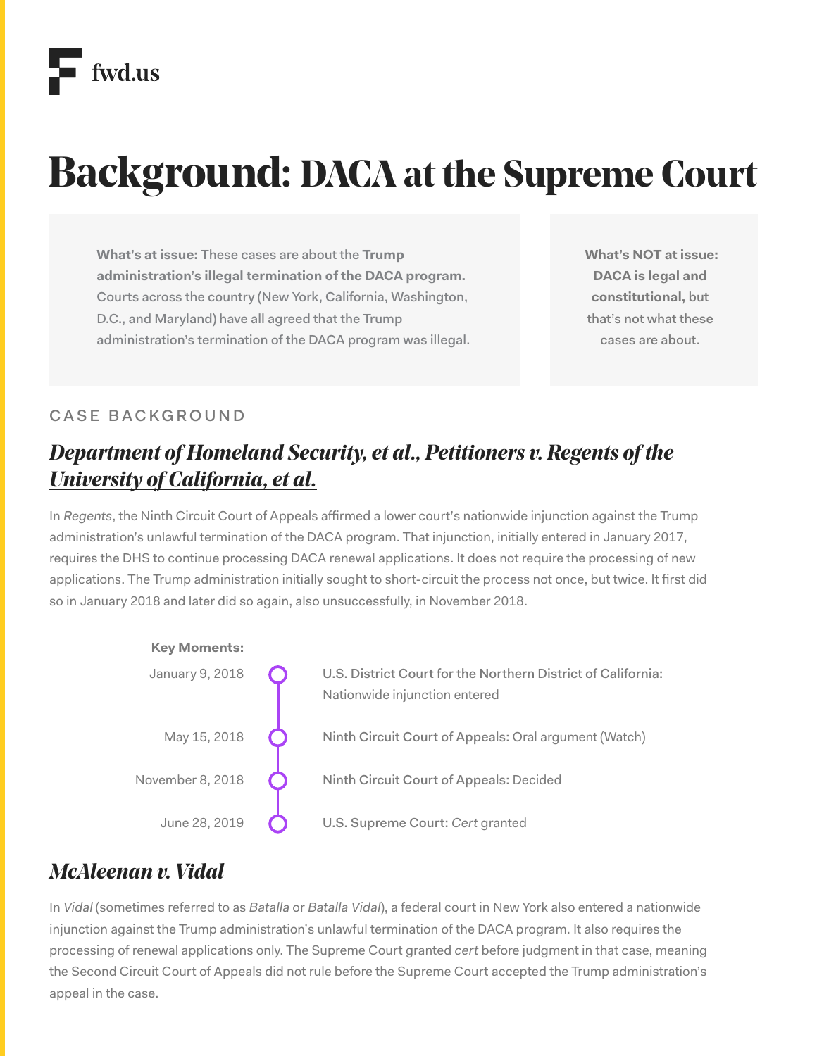fwd.us

# Background: DACA at the Supreme Court

**What's at issue:** These cases are about the **Trump administration's illegal termination of the DACA program.** Courts across the country (New York, California, Washington, D.C., and Maryland) have all agreed that the Trump administration's termination of the DACA program was illegal.

**What's NOT at issue: DACA is legal and constitutional,** but that's not what these cases are about.

CASE BACKGROUND

## *Department of Homeland Security, et al., Petitioners v. Regents of the University of California, et al.*

In *Regents*, the Ninth Circuit Court of Appeals affirmed a lower court's nationwide injunction against the Trump administration's unlawful termination of the DACA program. That injunction, initially entered in January 2017, requires the DHS to continue processing DACA renewal applications. It does not require the processing of new applications. The Trump administration initially sought to short-circuit the process not once, but twice. It first did so in January 2018 and later did so again, also unsuccessfully, in November 2018.

**Key Moments:**

- January 9, 2018 — **U.S. District Court for the Northern District of California:** Nationwide injunction entered
- May 15, 2018 — **Ninth Circuit Court of Appeals:** Oral argument (Watch)
- November 8, 2018 — **Ninth Circuit Court of Appeals:** Decided
- June 28, 2019 — **U.S. Supreme Court:** *Cert* granted

## *McAleenan v. Vidal*

In *Vidal* (sometimes referred to as *Batalla* or *Batalla Vidal*), a federal court in New York also entered a nationwide injunction against the Trump administration's unlawful termination of the DACA program. It also requires the processing of renewal applications only. The Supreme Court granted *cert* before judgment in that case, meaning the Second Circuit Court of Appeals did not rule before the Supreme Court accepted the Trump administration's appeal in the case.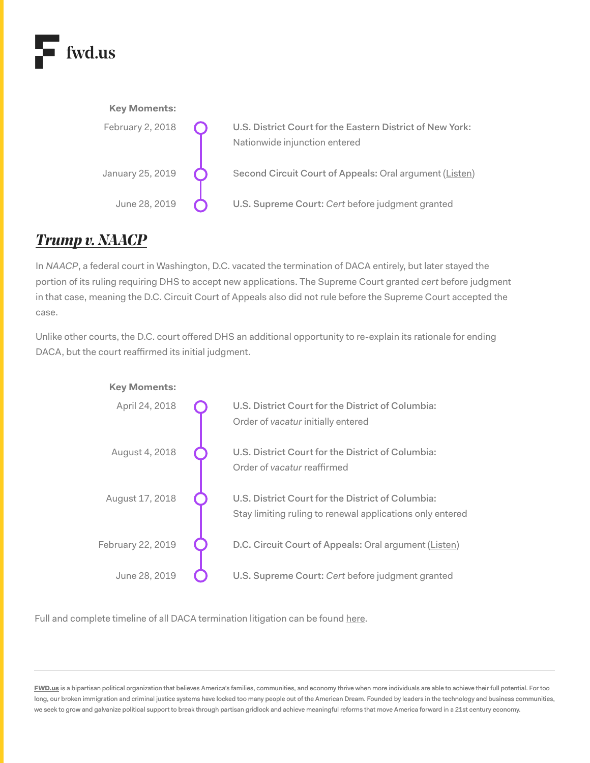**Key Moments:**

- February 2, 2018 — **U.S. District Court for the Eastern District of New York:** Nationwide injunction entered
- January 25, 2019 — **Second Circuit Court of Appeals:** Oral argument (Listen)
- June 28, 2019 — **U.S. Supreme Court:** *Cert* before judgment granted

## *Trump v. NAACP*

In *NAACP*, a federal court in Washington, D.C. vacated the termination of DACA entirely, but later stayed the portion of its ruling requiring DHS to accept new applications. The Supreme Court granted *cert* before judgment in that case, meaning the D.C. Circuit Court of Appeals also did not rule before the Supreme Court accepted the case.

Unlike other courts, the D.C. court offered DHS an additional opportunity to re-explain its rationale for ending DACA, but the court reaffirmed its initial judgment.

**Key Moments:**

- April 24, 2018 — **U.S. District Court for the District of Columbia:** Order of *vacatur* initially entered
- August 4, 2018 — **U.S. District Court for the District of Columbia:** Order of *vacatur* reaffirmed
- August 17, 2018 — **U.S. District Court for the District of Columbia:** Stay limiting ruling to renewal applications only entered
- February 22, 2019 — **D.C. Circuit Court of Appeals:** Oral argument (Listen)
- June 28, 2019 — **U.S. Supreme Court:** *Cert* before judgment granted

Full and complete timeline of all DACA termination litigation can be found here.

---

**FWD.us** is a bipartisan political organization that believes America's families, communities, and economy thrive when more individuals are able to achieve their full potential. For too long, our broken immigration and criminal justice systems have locked too many people out of the American Dream. Founded by leaders in the technology and business communities, we seek to grow and galvanize political support to break through partisan gridlock and achieve meaningful reforms that move America forward in a 21st century economy.